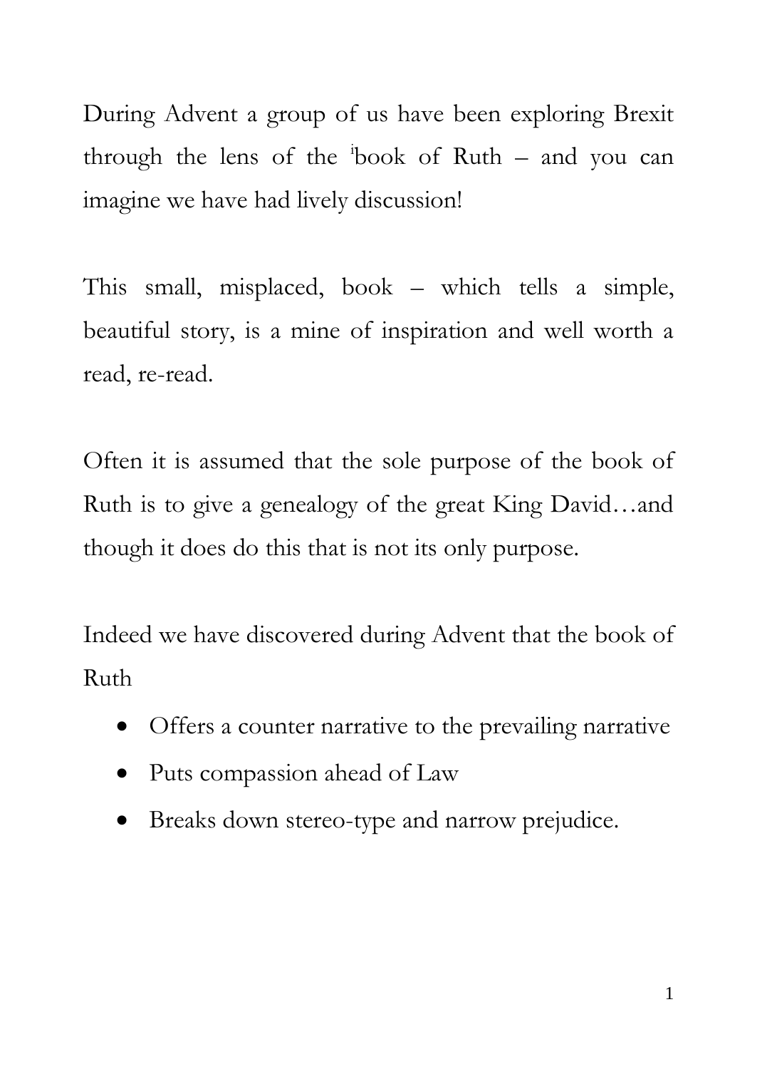During Advent a group of us have been exploring Brexit through the lens of the [i]book of Ruth – and you can imagine we have had lively discussion!

This small, misplaced, book – which tells a simple, beautiful story, is a mine of inspiration and well worth a read, re-read.

Often it is assumed that the sole purpose of the book of Ruth is to give a genealogy of the great King David…and though it does do this that is not its only purpose.

Indeed we have discovered during Advent that the book of Ruth

- Offers a counter narrative to the prevailing narrative
- Puts compassion ahead of Law
- Breaks down stereo-type and narrow prejudice.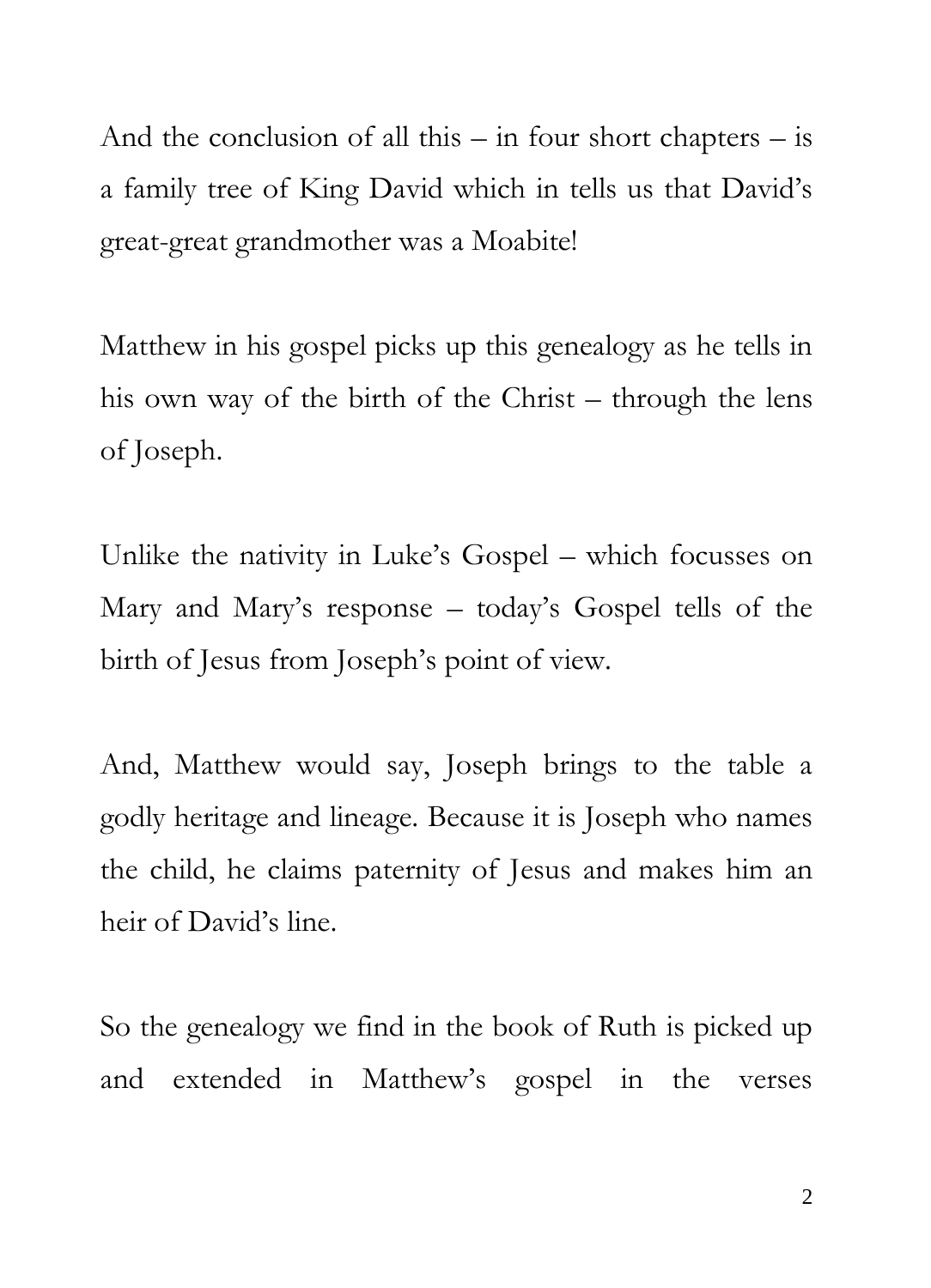And the conclusion of all this – in four short chapters – is a family tree of King David which in tells us that David's great-great grandmother was a Moabite!

Matthew in his gospel picks up this genealogy as he tells in his own way of the birth of the Christ – through the lens of Joseph.

Unlike the nativity in Luke's Gospel – which focusses on Mary and Mary's response – today's Gospel tells of the birth of Jesus from Joseph's point of view.

And, Matthew would say, Joseph brings to the table a godly heritage and lineage. Because it is Joseph who names the child, he claims paternity of Jesus and makes him an heir of David's line.

So the genealogy we find in the book of Ruth is picked up and extended in Matthew's gospel in the verses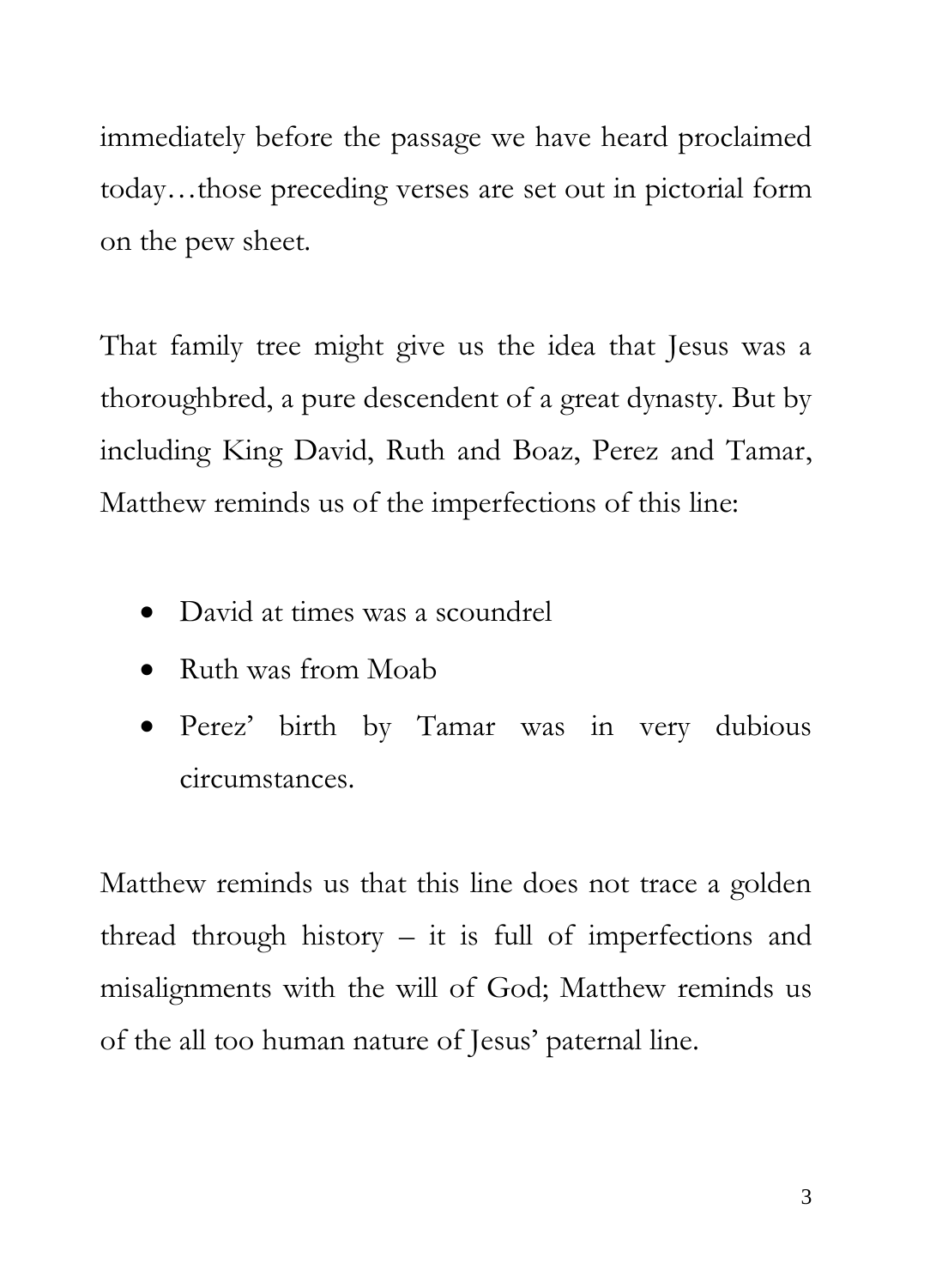immediately before the passage we have heard proclaimed today…those preceding verses are set out in pictorial form on the pew sheet.

That family tree might give us the idea that Jesus was a thoroughbred, a pure descendent of a great dynasty. But by including King David, Ruth and Boaz, Perez and Tamar, Matthew reminds us of the imperfections of this line:

- David at times was a scoundrel
- Ruth was from Moab
- Perez' birth by Tamar was in very dubious circumstances.

Matthew reminds us that this line does not trace a golden thread through history – it is full of imperfections and misalignments with the will of God; Matthew reminds us of the all too human nature of Jesus' paternal line.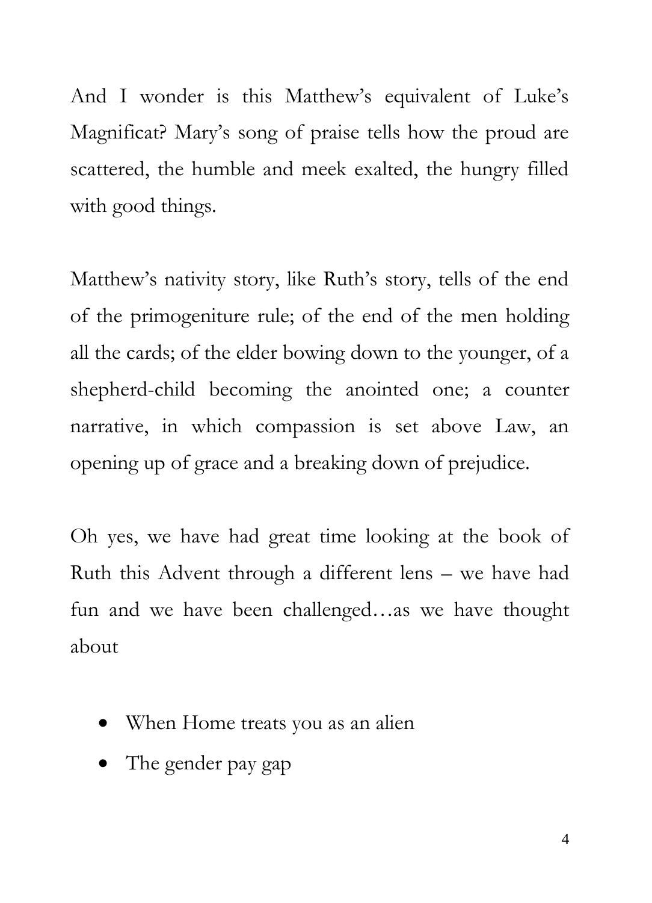And I wonder is this Matthew's equivalent of Luke's Magnificat? Mary's song of praise tells how the proud are scattered, the humble and meek exalted, the hungry filled with good things.

Matthew's nativity story, like Ruth's story, tells of the end of the primogeniture rule; of the end of the men holding all the cards; of the elder bowing down to the younger, of a shepherd-child becoming the anointed one; a counter narrative, in which compassion is set above Law, an opening up of grace and a breaking down of prejudice.

Oh yes, we have had great time looking at the book of Ruth this Advent through a different lens – we have had fun and we have been challenged…as we have thought about

- When Home treats you as an alien
- The gender pay gap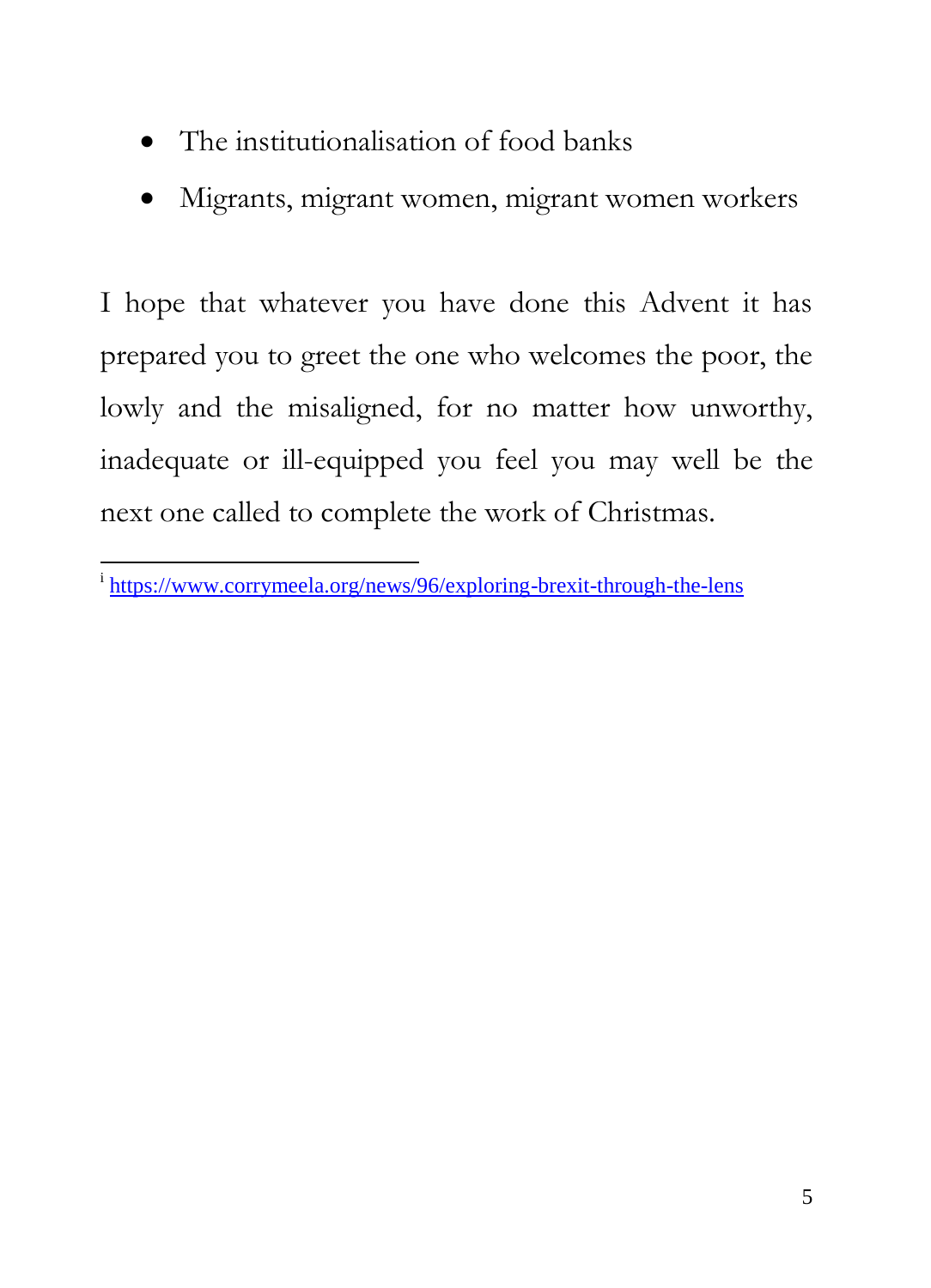- The institutionalisation of food banks
- Migrants, migrant women, migrant women workers

I hope that whatever you have done this Advent it has prepared you to greet the one who welcomes the poor, the lowly and the misaligned, for no matter how unworthy, inadequate or ill-equipped you feel you may well be the next one called to complete the work of Christmas.

---

[i] https://www.corrymeela.org/news/96/exploring-brexit-through-the-lens